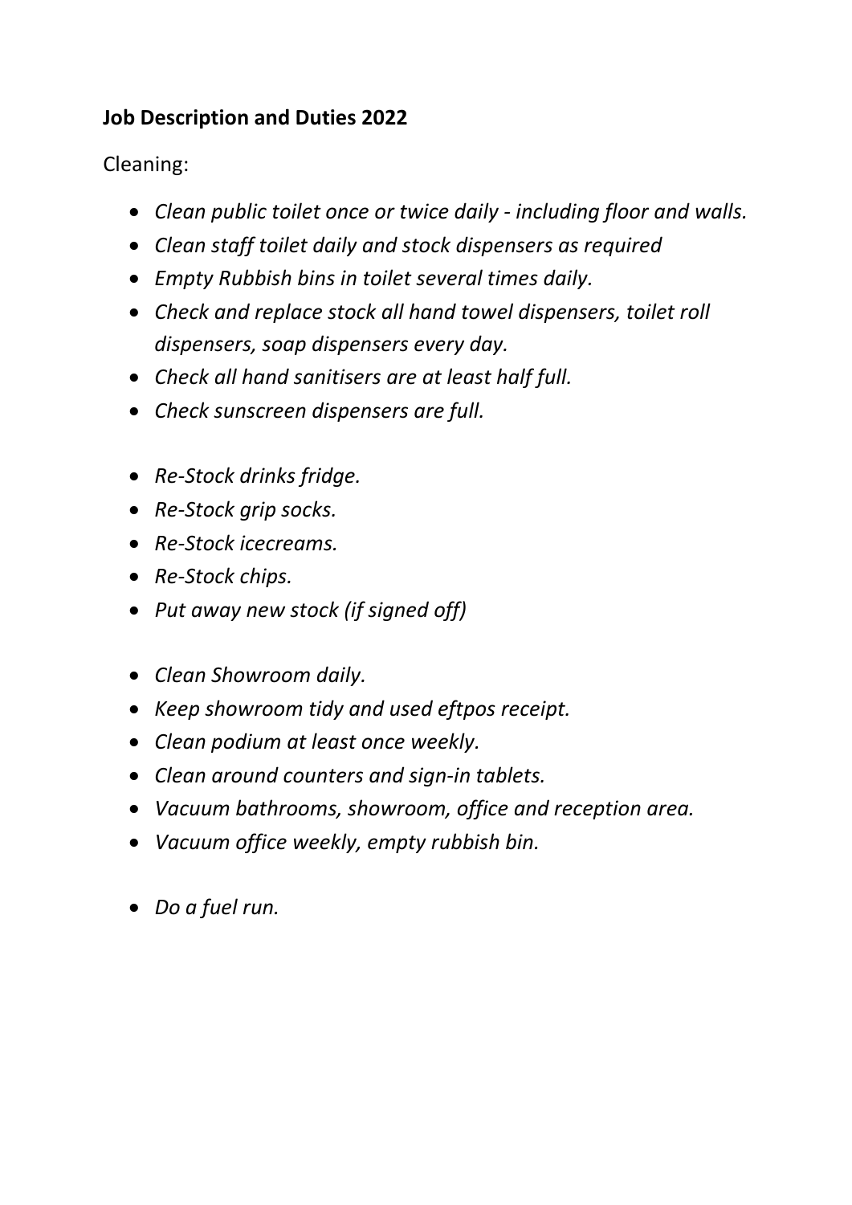**Job Description and Duties 2022**

Cleaning:

- *Clean public toilet once or twice daily - including floor and walls.*
- *Clean staff toilet daily and stock dispensers as required*
- *Empty Rubbish bins in toilet several times daily.*
- *Check and replace stock all hand towel dispensers, toilet roll dispensers, soap dispensers every day.*
- *Check all hand sanitisers are at least half full.*
- *Check sunscreen dispensers are full.*

- *Re-Stock drinks fridge.*
- *Re-Stock grip socks.*
- *Re-Stock icecreams.*
- *Re-Stock chips.*
- *Put away new stock (if signed off)*

- *Clean Showroom daily.*
- *Keep showroom tidy and used eftpos receipt.*
- *Clean podium at least once weekly.*
- *Clean around counters and sign-in tablets.*
- *Vacuum bathrooms, showroom, office and reception area.*
- *Vacuum office weekly, empty rubbish bin.*

- *Do a fuel run.*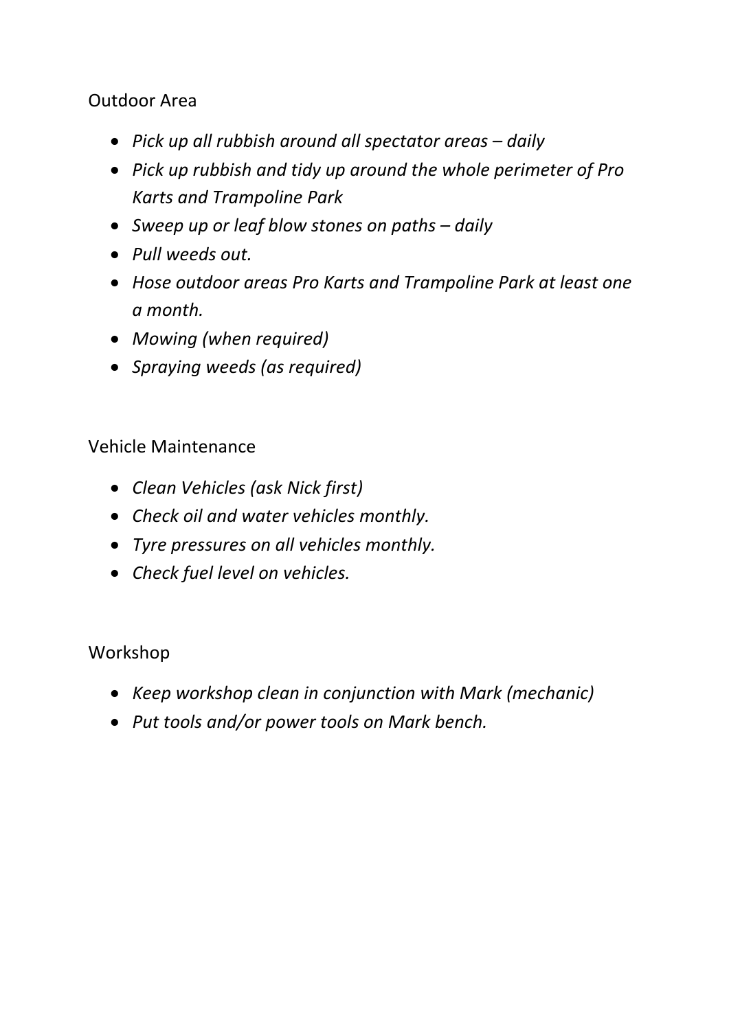Outdoor Area

- *Pick up all rubbish around all spectator areas – daily*
- *Pick up rubbish and tidy up around the whole perimeter of Pro Karts and Trampoline Park*
- *Sweep up or leaf blow stones on paths – daily*
- *Pull weeds out.*
- *Hose outdoor areas Pro Karts and Trampoline Park at least one a month.*
- *Mowing (when required)*
- *Spraying weeds (as required)*

Vehicle Maintenance

- *Clean Vehicles (ask Nick first)*
- *Check oil and water vehicles monthly.*
- *Tyre pressures on all vehicles monthly.*
- *Check fuel level on vehicles.*

Workshop

- *Keep workshop clean in conjunction with Mark (mechanic)*
- *Put tools and/or power tools on Mark bench.*